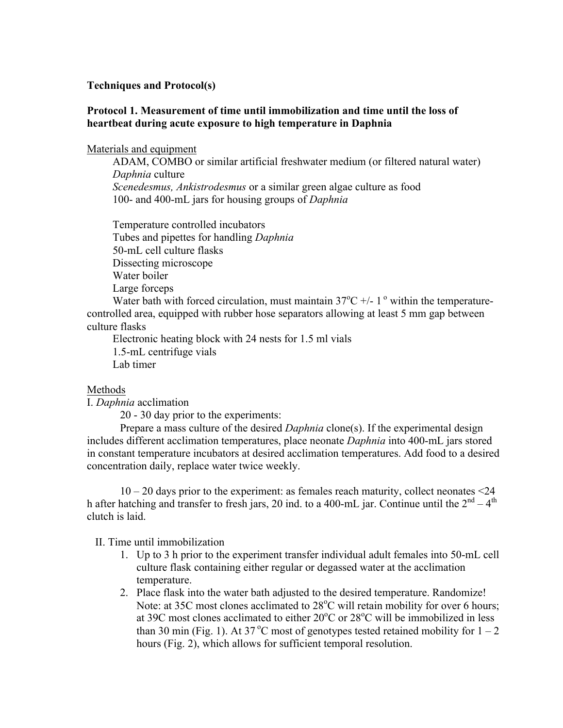**Techniques and Protocol(s)**

**Protocol 1. Measurement of time until immobilization and time until the loss of heartbeat during acute exposure to high temperature in Daphnia**

Materials and equipment

ADAM, COMBO or similar artificial freshwater medium (or filtered natural water)
*Daphnia* culture
*Scenedesmus, Ankistrodesmus* or a similar green algae culture as food
100- and 400-mL jars for housing groups of *Daphnia*

Temperature controlled incubators
Tubes and pipettes for handling *Daphnia*
50-mL cell culture flasks
Dissecting microscope
Water boiler
Large forceps
Water bath with forced circulation, must maintain 37°C +/- 1° within the temperature-controlled area, equipped with rubber hose separators allowing at least 5 mm gap between culture flasks
Electronic heating block with 24 nests for 1.5 ml vials
1.5-mL centrifuge vials
Lab timer

Methods

I. *Daphnia* acclimation

20 - 30 day prior to the experiments:

Prepare a mass culture of the desired *Daphnia* clone(s). If the experimental design includes different acclimation temperatures, place neonate *Daphnia* into 400-mL jars stored in constant temperature incubators at desired acclimation temperatures. Add food to a desired concentration daily, replace water twice weekly.

10 – 20 days prior to the experiment: as females reach maturity, collect neonates <24 h after hatching and transfer to fresh jars, 20 ind. to a 400-mL jar. Continue until the 2nd – 4th clutch is laid.

II. Time until immobilization

1. Up to 3 h prior to the experiment transfer individual adult females into 50-mL cell culture flask containing either regular or degassed water at the acclimation temperature.
2. Place flask into the water bath adjusted to the desired temperature. Randomize! Note: at 35C most clones acclimated to 28°C will retain mobility for over 6 hours; at 39C most clones acclimated to either 20°C or 28°C will be immobilized in less than 30 min (Fig. 1). At 37 °C most of genotypes tested retained mobility for 1 – 2 hours (Fig. 2), which allows for sufficient temporal resolution.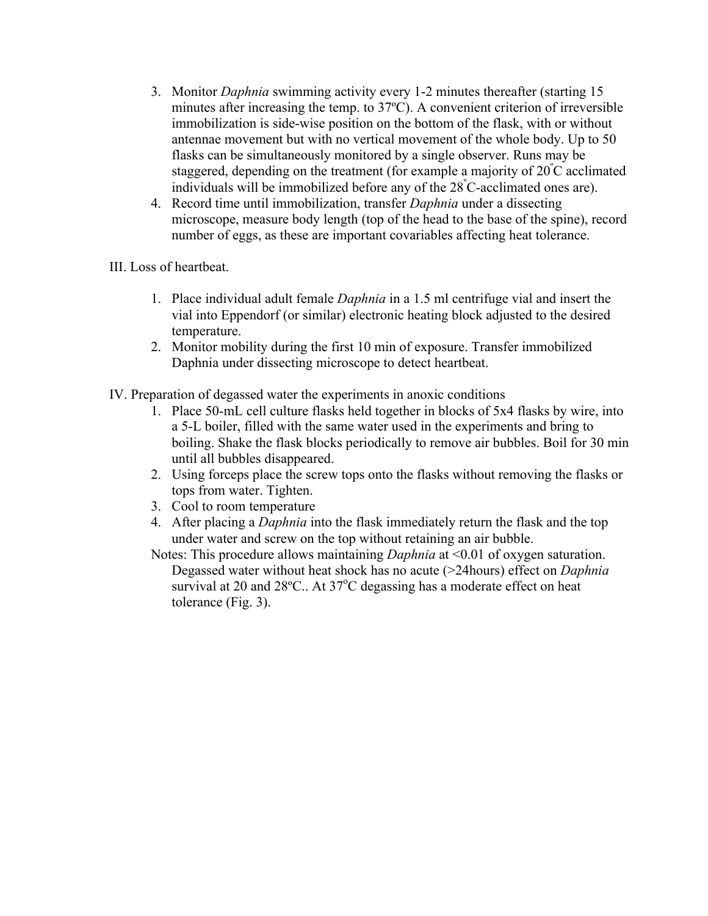3. Monitor *Daphnia* swimming activity every 1-2 minutes thereafter (starting 15 minutes after increasing the temp. to 37ºC). A convenient criterion of irreversible immobilization is side-wise position on the bottom of the flask, with or without antennae movement but with no vertical movement of the whole body. Up to 50 flasks can be simultaneously monitored by a single observer. Runs may be staggered, depending on the treatment (for example a majority of 20°C acclimated individuals will be immobilized before any of the 28°C-acclimated ones are).
4. Record time until immobilization, transfer *Daphnia* under a dissecting microscope, measure body length (top of the head to the base of the spine), record number of eggs, as these are important covariables affecting heat tolerance.

III. Loss of heartbeat.

1. Place individual adult female *Daphnia* in a 1.5 ml centrifuge vial and insert the vial into Eppendorf (or similar) electronic heating block adjusted to the desired temperature.
2. Monitor mobility during the first 10 min of exposure. Transfer immobilized Daphnia under dissecting microscope to detect heartbeat.

IV. Preparation of degassed water the experiments in anoxic conditions

1. Place 50-mL cell culture flasks held together in blocks of 5x4 flasks by wire, into a 5-L boiler, filled with the same water used in the experiments and bring to boiling. Shake the flask blocks periodically to remove air bubbles. Boil for 30 min until all bubbles disappeared.
2. Using forceps place the screw tops onto the flasks without removing the flasks or tops from water. Tighten.
3. Cool to room temperature
4. After placing a *Daphnia* into the flask immediately return the flask and the top under water and screw on the top without retaining an air bubble.

Notes: This procedure allows maintaining *Daphnia* at <0.01 of oxygen saturation. Degassed water without heat shock has no acute (>24hours) effect on *Daphnia* survival at 20 and 28ºC.. At 37°C degassing has a moderate effect on heat tolerance (Fig. 3).